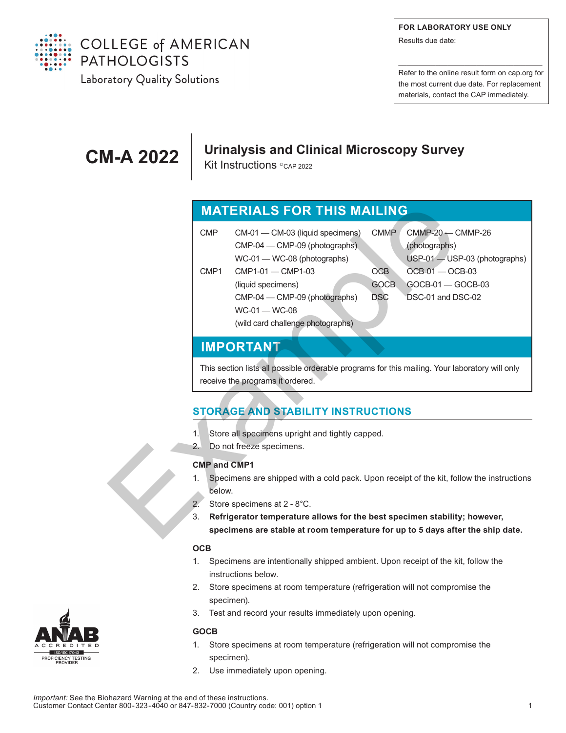COLLEGE of AMERICAN PATHOLOGISTS
Laboratory Quality Solutions

**FOR LABORATORY USE ONLY**

Results due date:

Refer to the online result form on cap.org for the most current due date. For replacement materials, contact the CAP immediately.

# CM-A 2022

## Urinalysis and Clinical Microscopy Survey

Kit Instructions ©CAP 2022

## MATERIALS FOR THIS MAILING

| | | | |
|---|---|---|---|
| CMP | CM-01 — CM-03 (liquid specimens)<br>CMP-04 — CMP-09 (photographs)<br>WC-01 — WC-08 (photographs) | CMMP | CMMP-20 — CMMP-26 (photographs)<br>USP-01 — USP-03 (photographs) |
| CMP1 | CMP1-01 — CMP1-03 (liquid specimens)<br>CMP-04 — CMP-09 (photographs)<br>WC-01 — WC-08 (wild card challenge photographs) | OCB | OCB-01 — OCB-03 |
| | | GOCB | GOCB-01 — GOCB-03 |
| | | DSC | DSC-01 and DSC-02 |

## IMPORTANT

This section lists all possible orderable programs for this mailing. Your laboratory will only receive the programs it ordered.

## STORAGE AND STABILITY INSTRUCTIONS

1. Store all specimens upright and tightly capped.
2. Do not freeze specimens.

### CMP and CMP1

1. Specimens are shipped with a cold pack. Upon receipt of the kit, follow the instructions below.
2. Store specimens at 2 - 8°C.
3. **Refrigerator temperature allows for the best specimen stability; however, specimens are stable at room temperature for up to 5 days after the ship date.**

### OCB

1. Specimens are intentionally shipped ambient. Upon receipt of the kit, follow the instructions below.
2. Store specimens at room temperature (refrigeration will not compromise the specimen).
3. Test and record your results immediately upon opening.

### GOCB

1. Store specimens at room temperature (refrigeration will not compromise the specimen).
2. Use immediately upon opening.

ANAB ACCREDITED ISO/IEC 17043 PROFICIENCY TESTING PROVIDER

*Important:* See the Biohazard Warning at the end of these instructions.
Customer Contact Center 800-323-4040 or 847-832-7000 (Country code: 001) option 1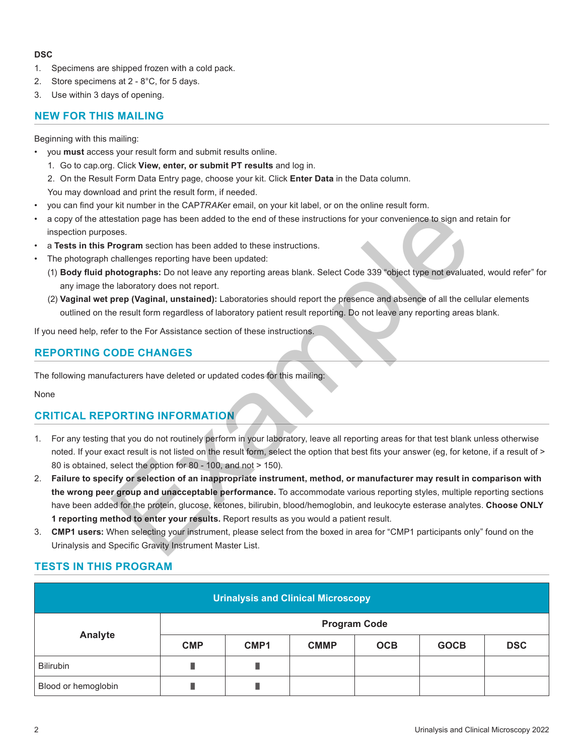**DSC**

1. Specimens are shipped frozen with a cold pack.
2. Store specimens at 2 - 8°C, for 5 days.
3. Use within 3 days of opening.

## NEW FOR THIS MAILING

Beginning with this mailing:

- you **must** access your result form and submit results online.
  1. Go to cap.org. Click **View, enter, or submit PT results** and log in.
  2. On the Result Form Data Entry page, choose your kit. Click **Enter Data** in the Data column.

  You may download and print the result form, if needed.
- you can find your kit number in the CAP*TRAK*er email, on your kit label, or on the online result form.
- a copy of the attestation page has been added to the end of these instructions for your convenience to sign and retain for inspection purposes.
- a **Tests in this Program** section has been added to these instructions.
- The photograph challenges reporting have been updated:
  (1) **Body fluid photographs:** Do not leave any reporting areas blank. Select Code 339 "object type not evaluated, would refer" for any image the laboratory does not report.
  (2) **Vaginal wet prep (Vaginal, unstained):** Laboratories should report the presence and absence of all the cellular elements outlined on the result form regardless of laboratory patient result reporting. Do not leave any reporting areas blank.

If you need help, refer to the For Assistance section of these instructions.

## REPORTING CODE CHANGES

The following manufacturers have deleted or updated codes for this mailing:

None

## CRITICAL REPORTING INFORMATION

1. For any testing that you do not routinely perform in your laboratory, leave all reporting areas for that test blank unless otherwise noted. If your exact result is not listed on the result form, select the option that best fits your answer (eg, for ketone, if a result of > 80 is obtained, select the option for 80 - 100, and not > 150).
2. **Failure to specify or selection of an inappropriate instrument, method, or manufacturer may result in comparison with the wrong peer group and unacceptable performance.** To accommodate various reporting styles, multiple reporting sections have been added for the protein, glucose, ketones, bilirubin, blood/hemoglobin, and leukocyte esterase analytes. **Choose ONLY 1 reporting method to enter your results.** Report results as you would a patient result.
3. **CMP1 users:** When selecting your instrument, please select from the boxed in area for "CMP1 participants only" found on the Urinalysis and Specific Gravity Instrument Master List.

## TESTS IN THIS PROGRAM

| Urinalysis and Clinical Microscopy | | | | | | |
|---|---|---|---|---|---|---|
| **Analyte** | **Program Code** | | | | | |
| | **CMP** | **CMP1** | **CMMP** | **OCB** | **GOCB** | **DSC** |
| Bilirubin | ∎ | ∎ | | | | |
| Blood or hemoglobin | ∎ | ∎ | | | | |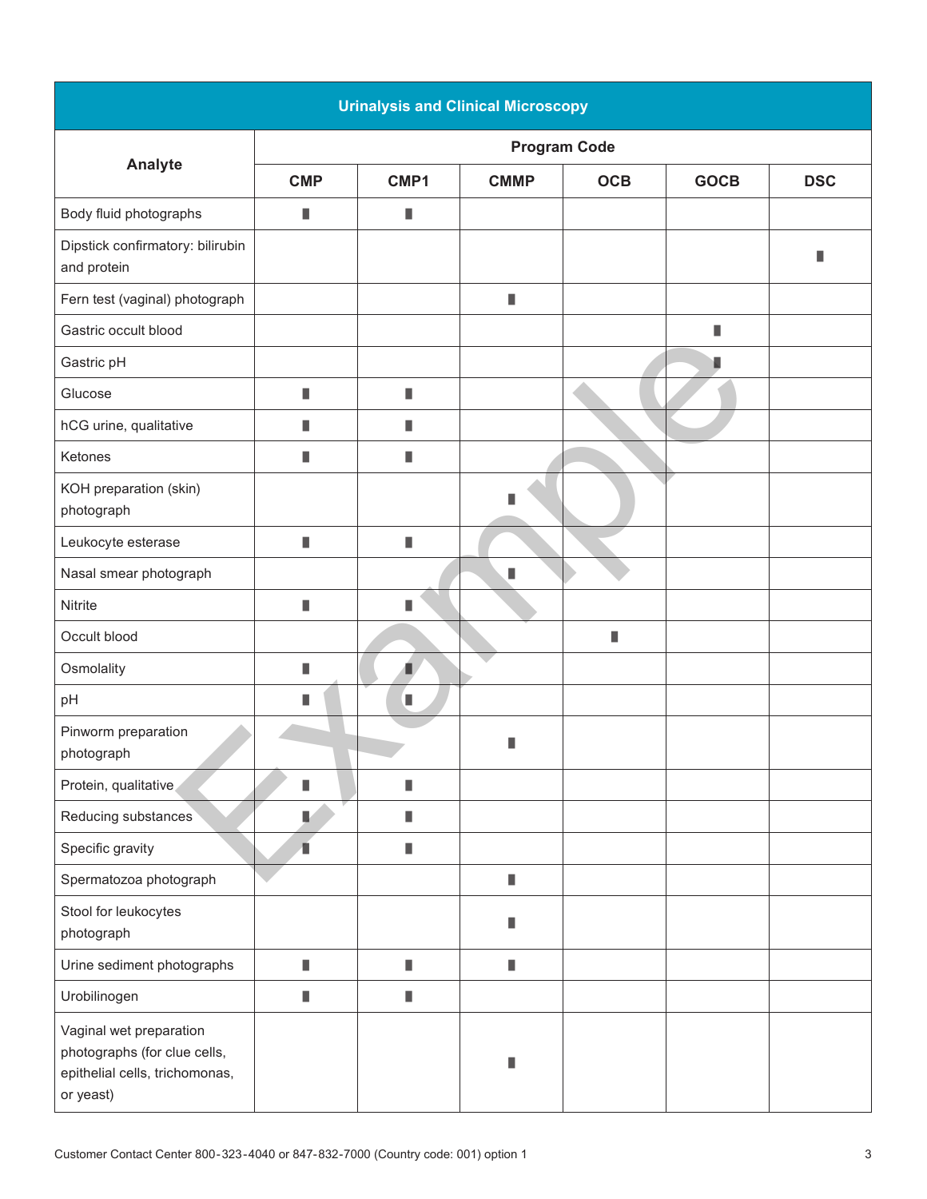| Urinalysis and Clinical Microscopy | | | | | | |
|---|---|---|---|---|---|---|
| **Analyte** | **Program Code** | | | | | |
| | **CMP** | **CMP1** | **CMMP** | **OCB** | **GOCB** | **DSC** |
| Body fluid photographs | ∎ | ∎ | | | | |
| Dipstick confirmatory: bilirubin and protein | | | | | | ∎ |
| Fern test (vaginal) photograph | | | ∎ | | | |
| Gastric occult blood | | | | | ∎ | |
| Gastric pH | | | | | ∎ | |
| Glucose | ∎ | ∎ | | | | |
| hCG urine, qualitative | ∎ | ∎ | | | | |
| Ketones | ∎ | ∎ | | | | |
| KOH preparation (skin) photograph | | | ∎ | | | |
| Leukocyte esterase | ∎ | ∎ | | | | |
| Nasal smear photograph | | | ∎ | | | |
| Nitrite | ∎ | ∎ | | | | |
| Occult blood | | | | ∎ | | |
| Osmolality | ∎ | ∎ | | | | |
| pH | ∎ | ∎ | | | | |
| Pinworm preparation photograph | | | ∎ | | | |
| Protein, qualitative | ∎ | ∎ | | | | |
| Reducing substances | ∎ | ∎ | | | | |
| Specific gravity | ∎ | ∎ | | | | |
| Spermatozoa photograph | | | ∎ | | | |
| Stool for leukocytes photograph | | | ∎ | | | |
| Urine sediment photographs | ∎ | ∎ | ∎ | | | |
| Urobilinogen | ∎ | ∎ | | | | |
| Vaginal wet preparation photographs (for clue cells, epithelial cells, trichomonas, or yeast) | | | ∎ | | | |

Customer Contact Center 800-323-4040 or 847-832-7000 (Country code: 001) option 1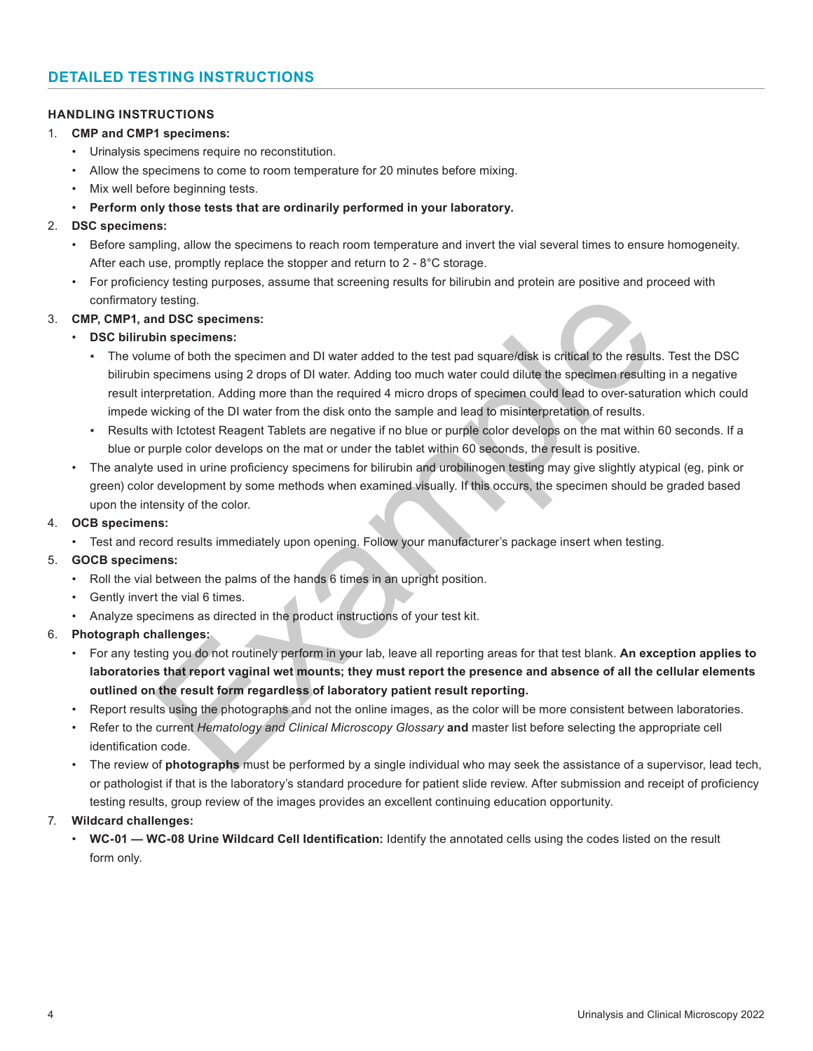## DETAILED TESTING INSTRUCTIONS

### HANDLING INSTRUCTIONS

1. **CMP and CMP1 specimens:**
   - Urinalysis specimens require no reconstitution.
   - Allow the specimens to come to room temperature for 20 minutes before mixing.
   - Mix well before beginning tests.
   - **Perform only those tests that are ordinarily performed in your laboratory.**
2. **DSC specimens:**
   - Before sampling, allow the specimens to reach room temperature and invert the vial several times to ensure homogeneity. After each use, promptly replace the stopper and return to 2 - 8°C storage.
   - For proficiency testing purposes, assume that screening results for bilirubin and protein are positive and proceed with confirmatory testing.
3. **CMP, CMP1, and DSC specimens:**
   - **DSC bilirubin specimens:**
     - The volume of both the specimen and DI water added to the test pad square/disk is critical to the results. Test the DSC bilirubin specimens using 2 drops of DI water. Adding too much water could dilute the specimen resulting in a negative result interpretation. Adding more than the required 4 micro drops of specimen could lead to over-saturation which could impede wicking of the DI water from the disk onto the sample and lead to misinterpretation of results.
     - Results with Ictotest Reagent Tablets are negative if no blue or purple color develops on the mat within 60 seconds. If a blue or purple color develops on the mat or under the tablet within 60 seconds, the result is positive.
   - The analyte used in urine proficiency specimens for bilirubin and urobilinogen testing may give slightly atypical (eg, pink or green) color development by some methods when examined visually. If this occurs, the specimen should be graded based upon the intensity of the color.
4. **OCB specimens:**
   - Test and record results immediately upon opening. Follow your manufacturer's package insert when testing.
5. **GOCB specimens:**
   - Roll the vial between the palms of the hands 6 times in an upright position.
   - Gently invert the vial 6 times.
   - Analyze specimens as directed in the product instructions of your test kit.
6. **Photograph challenges:**
   - For any testing you do not routinely perform in your lab, leave all reporting areas for that test blank. **An exception applies to laboratories that report vaginal wet mounts; they must report the presence and absence of all the cellular elements outlined on the result form regardless of laboratory patient result reporting.**
   - Report results using the photographs and not the online images, as the color will be more consistent between laboratories.
   - Refer to the current *Hematology and Clinical Microscopy Glossary* **and** master list before selecting the appropriate cell identification code.
   - The review of **photographs** must be performed by a single individual who may seek the assistance of a supervisor, lead tech, or pathologist if that is the laboratory's standard procedure for patient slide review. After submission and receipt of proficiency testing results, group review of the images provides an excellent continuing education opportunity.
7. **Wildcard challenges:**
   - **WC-01 — WC-08 Urine Wildcard Cell Identification:** Identify the annotated cells using the codes listed on the result form only.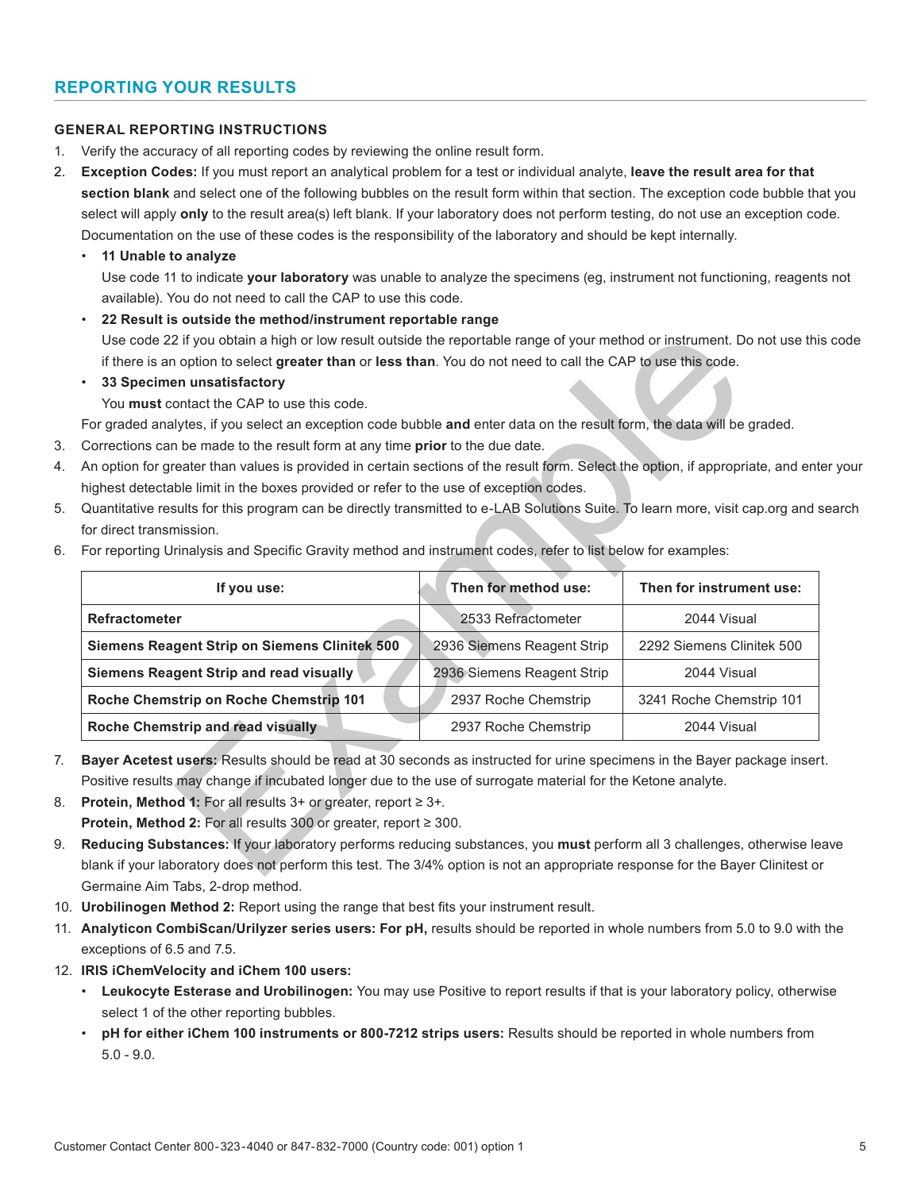## REPORTING YOUR RESULTS

### GENERAL REPORTING INSTRUCTIONS

1. Verify the accuracy of all reporting codes by reviewing the online result form.
2. **Exception Codes:** If you must report an analytical problem for a test or individual analyte, **leave the result area for that section blank** and select one of the following bubbles on the result form within that section. The exception code bubble that you select will apply **only** to the result area(s) left blank. If your laboratory does not perform testing, do not use an exception code. Documentation on the use of these codes is the responsibility of the laboratory and should be kept internally.
   - **11 Unable to analyze**
     Use code 11 to indicate **your laboratory** was unable to analyze the specimens (eg, instrument not functioning, reagents not available). You do not need to call the CAP to use this code.
   - **22 Result is outside the method/instrument reportable range**
     Use code 22 if you obtain a high or low result outside the reportable range of your method or instrument. Do not use this code if there is an option to select **greater than** or **less than**. You do not need to call the CAP to use this code.
   - **33 Specimen unsatisfactory**
     You **must** contact the CAP to use this code.

   For graded analytes, if you select an exception code bubble **and** enter data on the result form, the data will be graded.
3. Corrections can be made to the result form at any time **prior** to the due date.
4. An option for greater than values is provided in certain sections of the result form. Select the option, if appropriate, and enter your highest detectable limit in the boxes provided or refer to the use of exception codes.
5. Quantitative results for this program can be directly transmitted to e-LAB Solutions Suite. To learn more, visit cap.org and search for direct transmission.
6. For reporting Urinalysis and Specific Gravity method and instrument codes, refer to list below for examples:

| If you use: | Then for method use: | Then for instrument use: |
|---|---|---|
| **Refractometer** | 2533 Refractometer | 2044 Visual |
| **Siemens Reagent Strip on Siemens Clinitek 500** | 2936 Siemens Reagent Strip | 2292 Siemens Clinitek 500 |
| **Siemens Reagent Strip and read visually** | 2936 Siemens Reagent Strip | 2044 Visual |
| **Roche Chemstrip on Roche Chemstrip 101** | 2937 Roche Chemstrip | 3241 Roche Chemstrip 101 |
| **Roche Chemstrip and read visually** | 2937 Roche Chemstrip | 2044 Visual |

7. **Bayer Acetest users:** Results should be read at 30 seconds as instructed for urine specimens in the Bayer package insert. Positive results may change if incubated longer due to the use of surrogate material for the Ketone analyte.
8. **Protein, Method 1:** For all results 3+ or greater, report ≥ 3+.
   **Protein, Method 2:** For all results 300 or greater, report ≥ 300.
9. **Reducing Substances:** If your laboratory performs reducing substances, you **must** perform all 3 challenges, otherwise leave blank if your laboratory does not perform this test. The 3/4% option is not an appropriate response for the Bayer Clinitest or Germaine Aim Tabs, 2-drop method.
10. **Urobilinogen Method 2:** Report using the range that best fits your instrument result.
11. **Analyticon CombiScan/Urilyzer series users: For pH,** results should be reported in whole numbers from 5.0 to 9.0 with the exceptions of 6.5 and 7.5.
12. **IRIS iChemVelocity and iChem 100 users:**
    - **Leukocyte Esterase and Urobilinogen:** You may use Positive to report results if that is your laboratory policy, otherwise select 1 of the other reporting bubbles.
    - **pH for either iChem 100 instruments or 800-7212 strips users:** Results should be reported in whole numbers from 5.0 - 9.0.

Customer Contact Center 800-323-4040 or 847-832-7000 (Country code: 001) option 1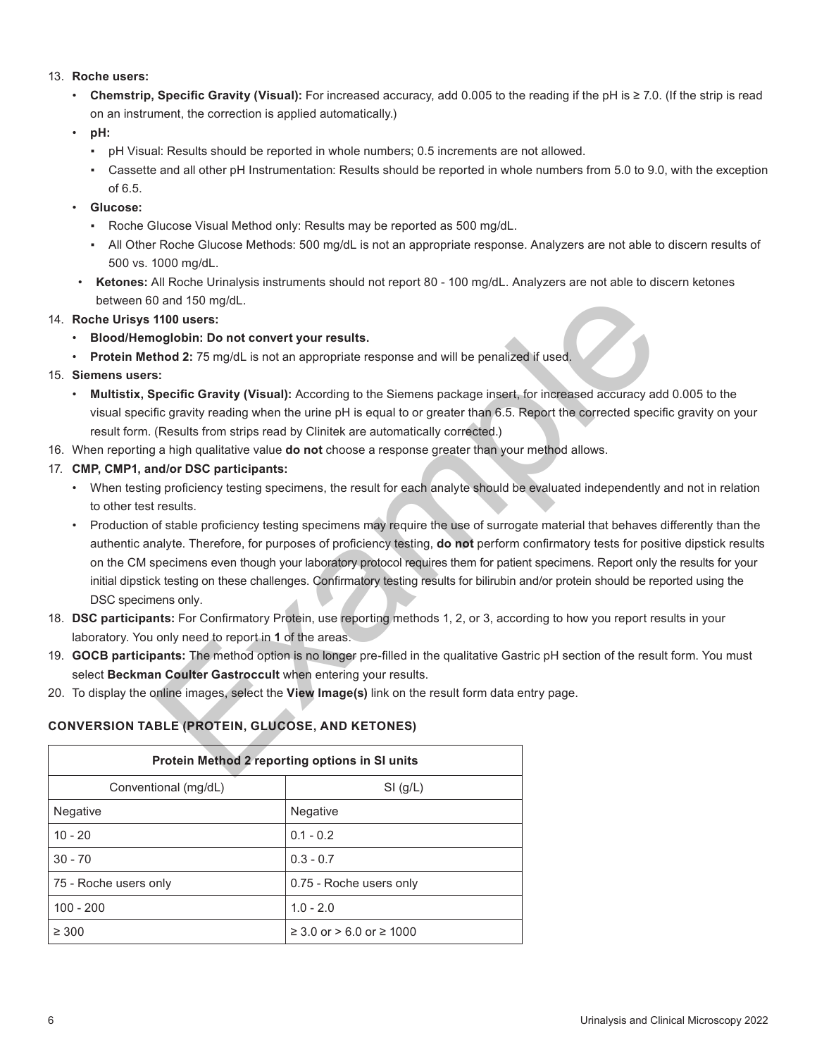13. **Roche users:**
    - **Chemstrip, Specific Gravity (Visual):** For increased accuracy, add 0.005 to the reading if the pH is ≥ 7.0. (If the strip is read on an instrument, the correction is applied automatically.)
    - **pH:**
        - pH Visual: Results should be reported in whole numbers; 0.5 increments are not allowed.
        - Cassette and all other pH Instrumentation: Results should be reported in whole numbers from 5.0 to 9.0, with the exception of 6.5.
    - **Glucose:**
        - Roche Glucose Visual Method only: Results may be reported as 500 mg/dL.
        - All Other Roche Glucose Methods: 500 mg/dL is not an appropriate response. Analyzers are not able to discern results of 500 vs. 1000 mg/dL.
    - **Ketones:** All Roche Urinalysis instruments should not report 80 - 100 mg/dL. Analyzers are not able to discern ketones between 60 and 150 mg/dL.
14. **Roche Urisys 1100 users:**
    - **Blood/Hemoglobin: Do not convert your results.**
    - **Protein Method 2:** 75 mg/dL is not an appropriate response and will be penalized if used.
15. **Siemens users:**
    - **Multistix, Specific Gravity (Visual):** According to the Siemens package insert, for increased accuracy add 0.005 to the visual specific gravity reading when the urine pH is equal to or greater than 6.5. Report the corrected specific gravity on your result form. (Results from strips read by Clinitek are automatically corrected.)
16. When reporting a high qualitative value **do not** choose a response greater than your method allows.
17. **CMP, CMP1, and/or DSC participants:**
    - When testing proficiency testing specimens, the result for each analyte should be evaluated independently and not in relation to other test results.
    - Production of stable proficiency testing specimens may require the use of surrogate material that behaves differently than the authentic analyte. Therefore, for purposes of proficiency testing, **do not** perform confirmatory tests for positive dipstick results on the CM specimens even though your laboratory protocol requires them for patient specimens. Report only the results for your initial dipstick testing on these challenges. Confirmatory testing results for bilirubin and/or protein should be reported using the DSC specimens only.
18. **DSC participants:** For Confirmatory Protein, use reporting methods 1, 2, or 3, according to how you report results in your laboratory. You only need to report in **1** of the areas.
19. **GOCB participants:** The method option is no longer pre-filled in the qualitative Gastric pH section of the result form. You must select **Beckman Coulter Gastroccult** when entering your results.
20. To display the online images, select the **View Image(s)** link on the result form data entry page.

## CONVERSION TABLE (PROTEIN, GLUCOSE, AND KETONES)

| Protein Method 2 reporting options in SI units | |
|---|---|
| Conventional (mg/dL) | SI (g/L) |
| Negative | Negative |
| 10 - 20 | 0.1 - 0.2 |
| 30 - 70 | 0.3 - 0.7 |
| 75 - Roche users only | 0.75 - Roche users only |
| 100 - 200 | 1.0 - 2.0 |
| ≥ 300 | ≥ 3.0 or > 6.0 or ≥ 1000 |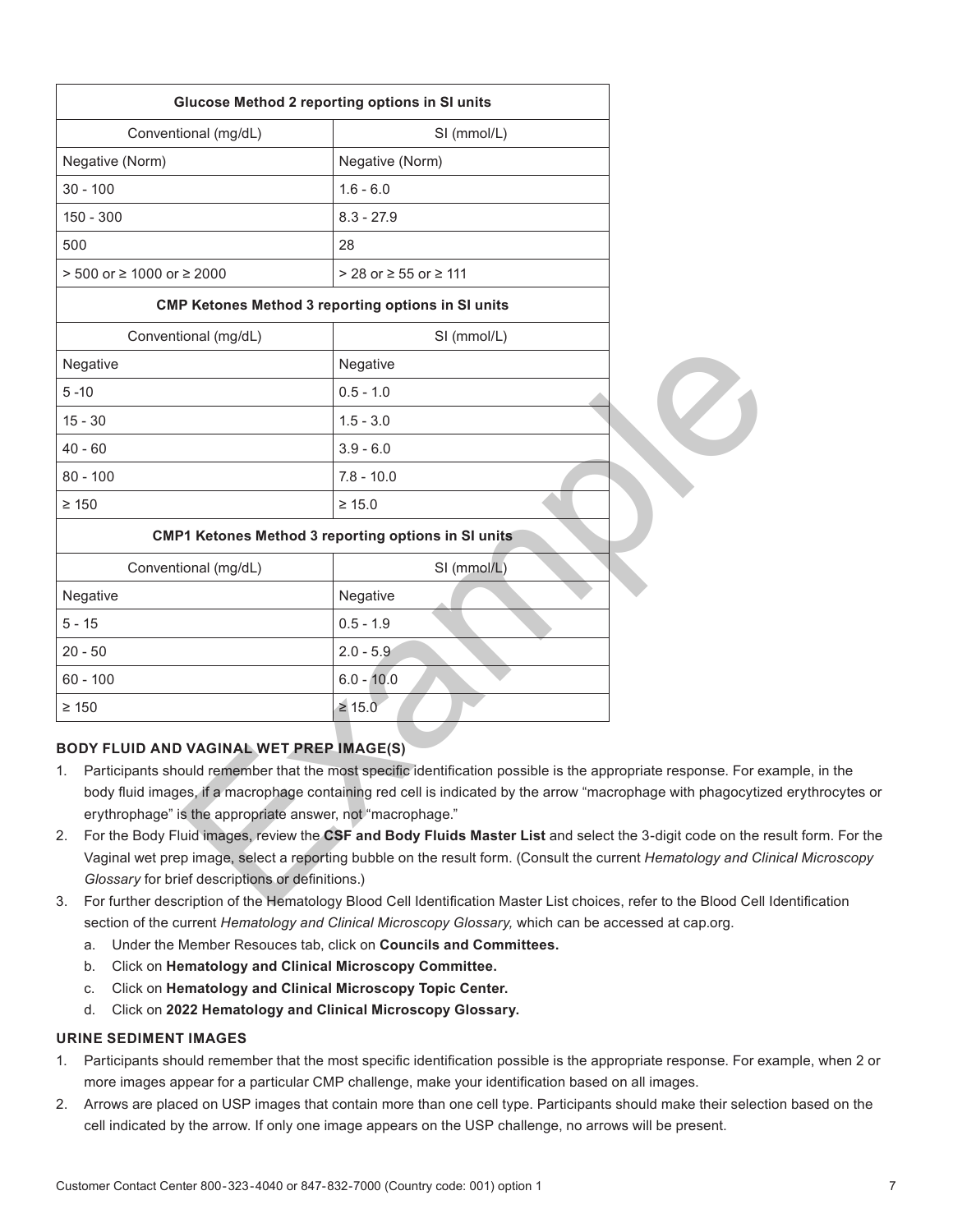| Glucose Method 2 reporting options in SI units | |
|---|---|
| Conventional (mg/dL) | SI (mmol/L) |
| Negative (Norm) | Negative (Norm) |
| 30 - 100 | 1.6 - 6.0 |
| 150 - 300 | 8.3 - 27.9 |
| 500 | 28 |
| > 500 or ≥ 1000 or ≥ 2000 | > 28 or ≥ 55 or ≥ 111 |

| CMP Ketones Method 3 reporting options in SI units | |
|---|---|
| Conventional (mg/dL) | SI (mmol/L) |
| Negative | Negative |
| 5 -10 | 0.5 - 1.0 |
| 15 - 30 | 1.5 - 3.0 |
| 40 - 60 | 3.9 - 6.0 |
| 80 - 100 | 7.8 - 10.0 |
| ≥ 150 | ≥ 15.0 |

| CMP1 Ketones Method 3 reporting options in SI units | |
|---|---|
| Conventional (mg/dL) | SI (mmol/L) |
| Negative | Negative |
| 5 - 15 | 0.5 - 1.9 |
| 20 - 50 | 2.0 - 5.9 |
| 60 - 100 | 6.0 - 10.0 |
| ≥ 150 | ≥ 15.0 |

### BODY FLUID AND VAGINAL WET PREP IMAGE(S)

1. Participants should remember that the most specific identification possible is the appropriate response. For example, in the body fluid images, if a macrophage containing red cell is indicated by the arrow "macrophage with phagocytized erythrocytes or erythrophage" is the appropriate answer, not "macrophage."
2. For the Body Fluid images, review the **CSF and Body Fluids Master List** and select the 3-digit code on the result form. For the Vaginal wet prep image, select a reporting bubble on the result form. (Consult the current *Hematology and Clinical Microscopy Glossary* for brief descriptions or definitions.)
3. For further description of the Hematology Blood Cell Identification Master List choices, refer to the Blood Cell Identification section of the current *Hematology and Clinical Microscopy Glossary,* which can be accessed at cap.org.
   a. Under the Member Resouces tab, click on **Councils and Committees.**
   b. Click on **Hematology and Clinical Microscopy Committee.**
   c. Click on **Hematology and Clinical Microscopy Topic Center.**
   d. Click on **2022 Hematology and Clinical Microscopy Glossary.**

### URINE SEDIMENT IMAGES

1. Participants should remember that the most specific identification possible is the appropriate response. For example, when 2 or more images appear for a particular CMP challenge, make your identification based on all images.
2. Arrows are placed on USP images that contain more than one cell type. Participants should make their selection based on the cell indicated by the arrow. If only one image appears on the USP challenge, no arrows will be present.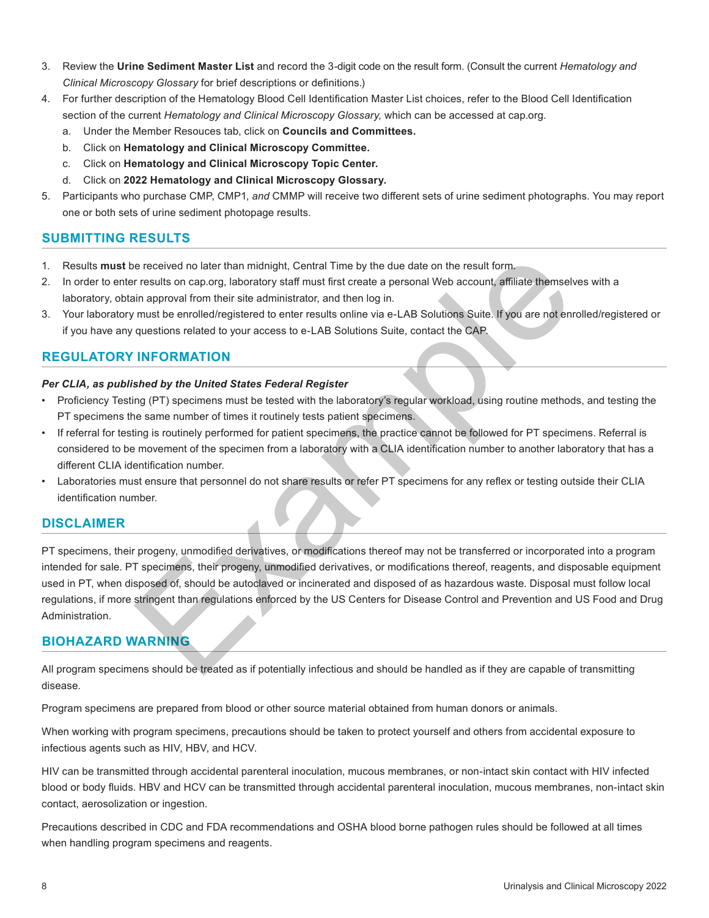3. Review the **Urine Sediment Master List** and record the 3-digit code on the result form. (Consult the current *Hematology and Clinical Microscopy Glossary* for brief descriptions or definitions.)
4. For further description of the Hematology Blood Cell Identification Master List choices, refer to the Blood Cell Identification section of the current *Hematology and Clinical Microscopy Glossary,* which can be accessed at cap.org.
   a. Under the Member Resouces tab, click on **Councils and Committees.**
   b. Click on **Hematology and Clinical Microscopy Committee.**
   c. Click on **Hematology and Clinical Microscopy Topic Center.**
   d. Click on **2022 Hematology and Clinical Microscopy Glossary.**
5. Participants who purchase CMP, CMP1, *and* CMMP will receive two different sets of urine sediment photographs. You may report one or both sets of urine sediment photopage results.

## SUBMITTING RESULTS

1. Results **must** be received no later than midnight, Central Time by the due date on the result form.
2. In order to enter results on cap.org, laboratory staff must first create a personal Web account, affiliate themselves with a laboratory, obtain approval from their site administrator, and then log in.
3. Your laboratory must be enrolled/registered to enter results online via e-LAB Solutions Suite. If you are not enrolled/registered or if you have any questions related to your access to e-LAB Solutions Suite, contact the CAP.

## REGULATORY INFORMATION

***Per CLIA, as published by the United States Federal Register***

- Proficiency Testing (PT) specimens must be tested with the laboratory's regular workload, using routine methods, and testing the PT specimens the same number of times it routinely tests patient specimens.
- If referral for testing is routinely performed for patient specimens, the practice cannot be followed for PT specimens. Referral is considered to be movement of the specimen from a laboratory with a CLIA identification number to another laboratory that has a different CLIA identification number.
- Laboratories must ensure that personnel do not share results or refer PT specimens for any reflex or testing outside their CLIA identification number.

## DISCLAIMER

PT specimens, their progeny, unmodified derivatives, or modifications thereof may not be transferred or incorporated into a program intended for sale. PT specimens, their progeny, unmodified derivatives, or modifications thereof, reagents, and disposable equipment used in PT, when disposed of, should be autoclaved or incinerated and disposed of as hazardous waste. Disposal must follow local regulations, if more stringent than regulations enforced by the US Centers for Disease Control and Prevention and US Food and Drug Administration.

## BIOHAZARD WARNING

All program specimens should be treated as if potentially infectious and should be handled as if they are capable of transmitting disease.

Program specimens are prepared from blood or other source material obtained from human donors or animals.

When working with program specimens, precautions should be taken to protect yourself and others from accidental exposure to infectious agents such as HIV, HBV, and HCV.

HIV can be transmitted through accidental parenteral inoculation, mucous membranes, or non-intact skin contact with HIV infected blood or body fluids. HBV and HCV can be transmitted through accidental parenteral inoculation, mucous membranes, non-intact skin contact, aerosolization or ingestion.

Precautions described in CDC and FDA recommendations and OSHA blood borne pathogen rules should be followed at all times when handling program specimens and reagents.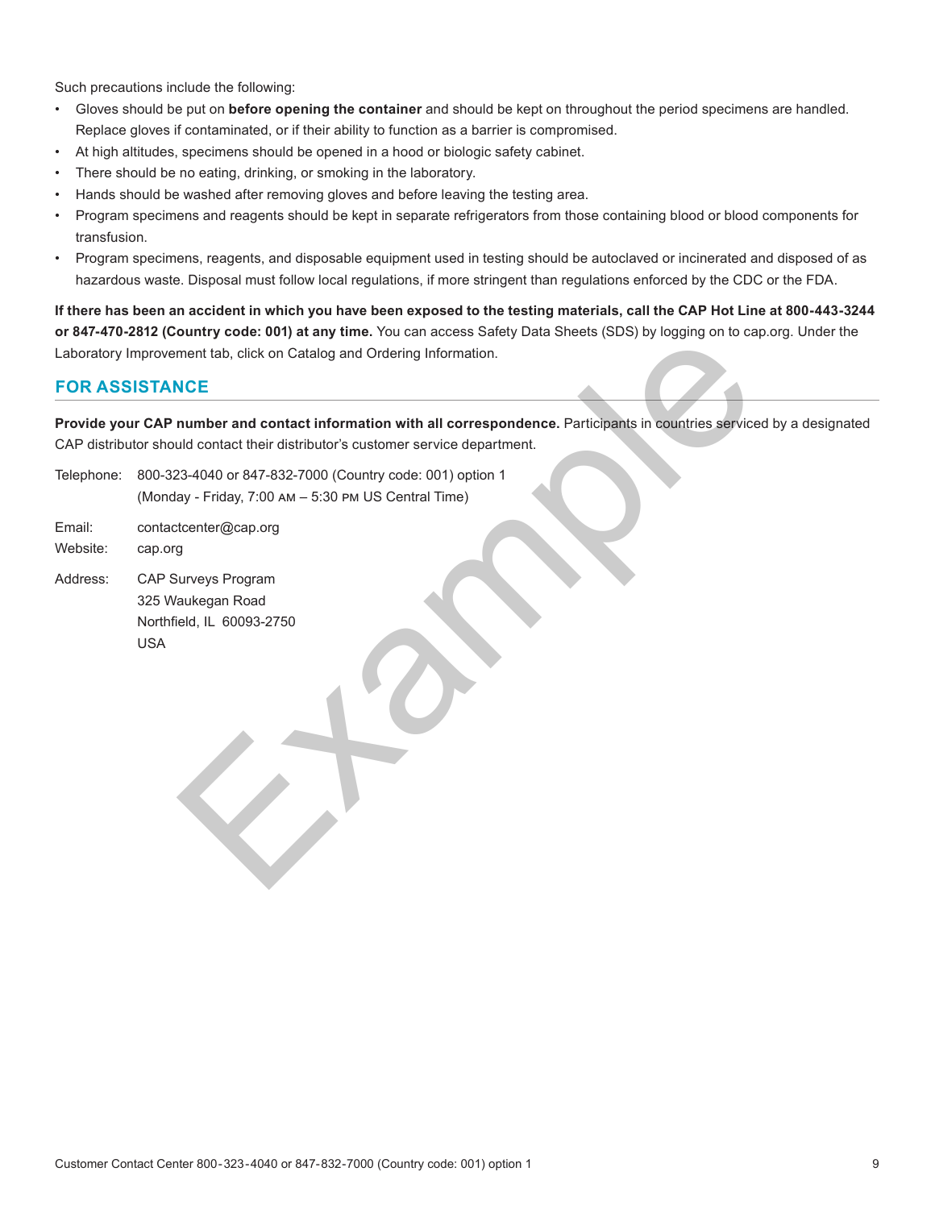Such precautions include the following:

- Gloves should be put on **before opening the container** and should be kept on throughout the period specimens are handled. Replace gloves if contaminated, or if their ability to function as a barrier is compromised.
- At high altitudes, specimens should be opened in a hood or biologic safety cabinet.
- There should be no eating, drinking, or smoking in the laboratory.
- Hands should be washed after removing gloves and before leaving the testing area.
- Program specimens and reagents should be kept in separate refrigerators from those containing blood or blood components for transfusion.
- Program specimens, reagents, and disposable equipment used in testing should be autoclaved or incinerated and disposed of as hazardous waste. Disposal must follow local regulations, if more stringent than regulations enforced by the CDC or the FDA.

**If there has been an accident in which you have been exposed to the testing materials, call the CAP Hot Line at 800-443-3244 or 847-470-2812 (Country code: 001) at any time.** You can access Safety Data Sheets (SDS) by logging on to cap.org. Under the Laboratory Improvement tab, click on Catalog and Ordering Information.

## FOR ASSISTANCE

**Provide your CAP number and contact information with all correspondence.** Participants in countries serviced by a designated CAP distributor should contact their distributor's customer service department.

Telephone: 800-323-4040 or 847-832-7000 (Country code: 001) option 1
(Monday - Friday, 7:00 AM – 5:30 PM US Central Time)

Email: contactcenter@cap.org
Website: cap.org

Address: CAP Surveys Program
325 Waukegan Road
Northfield, IL 60093-2750
USA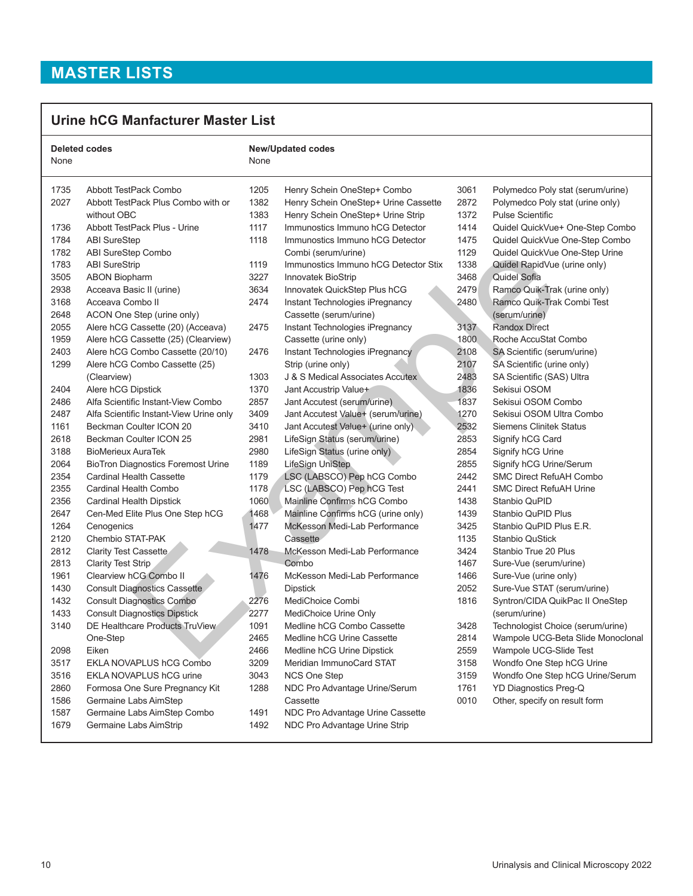# MASTER LISTS

## Urine hCG Manfacturer Master List

| Deleted codes | New/Updated codes |
|---|---|
| None | None |

| Code | Manufacturer |
|---|---|
| 1735 | Abbott TestPack Combo |
| 2027 | Abbott TestPack Plus Combo with or without OBC |
| 1736 | Abbott TestPack Plus - Urine |
| 1784 | ABI SureStep |
| 1782 | ABI SureStep Combo |
| 1783 | ABI SureStrip |
| 3505 | ABON Biopharm |
| 2938 | Acceava Basic II (urine) |
| 3168 | Acceava Combo II |
| 2648 | ACON One Step (urine only) |
| 2055 | Alere hCG Cassette (20) (Acceava) |
| 1959 | Alere hCG Cassette (25) (Clearview) |
| 2403 | Alere hCG Combo Cassette (20/10) |
| 1299 | Alere hCG Combo Cassette (25) (Clearview) |
| 2404 | Alere hCG Dipstick |
| 2486 | Alfa Scientific Instant-View Combo |
| 2487 | Alfa Scientific Instant-View Urine only |
| 1161 | Beckman Coulter ICON 20 |
| 2618 | Beckman Coulter ICON 25 |
| 3188 | BioMerieux AuraTek |
| 2064 | BioTron Diagnostics Foremost Urine |
| 2354 | Cardinal Health Cassette |
| 2355 | Cardinal Health Combo |
| 2356 | Cardinal Health Dipstick |
| 2647 | Cen-Med Elite Plus One Step hCG |
| 1264 | Cenogenics |
| 2120 | Chembio STAT-PAK |
| 2812 | Clarity Test Cassette |
| 2813 | Clarity Test Strip |
| 1961 | Clearview hCG Combo II |
| 1430 | Consult Diagnostics Cassette |
| 1432 | Consult Diagnostics Combo |
| 1433 | Consult Diagnostics Dipstick |
| 3140 | DE Healthcare Products TruView One-Step |
| 2098 | Eiken |
| 3517 | EKLA NOVAPLUS hCG Combo |
| 3516 | EKLA NOVAPLUS hCG urine |
| 2860 | Formosa One Sure Pregnancy Kit |
| 1586 | Germaine Labs AimStep |
| 1587 | Germaine Labs AimStep Combo |
| 1679 | Germaine Labs AimStrip |
| 1205 | Henry Schein OneStep+ Combo |
| 1382 | Henry Schein OneStep+ Urine Cassette |
| 1383 | Henry Schein OneStep+ Urine Strip |
| 1117 | Immunostics Immuno hCG Detector |
| 1118 | Immunostics Immuno hCG Detector Combi (serum/urine) |
| 1119 | Immunostics Immuno hCG Detector Stix |
| 3227 | Innovatek BioStrip |
| 3634 | Innovatek QuickStep Plus hCG |
| 2474 | Instant Technologies iPregnancy Cassette (serum/urine) |
| 2475 | Instant Technologies iPregnancy Cassette (urine only) |
| 2476 | Instant Technologies iPregnancy Strip (urine only) |
| 1303 | J & S Medical Associates Accutex |
| 1370 | Jant Accustrip Value+ |
| 2857 | Jant Accutest (serum/urine) |
| 3409 | Jant Accutest Value+ (serum/urine) |
| 3410 | Jant Accutest Value+ (urine only) |
| 2981 | LifeSign Status (serum/urine) |
| 2980 | LifeSign Status (urine only) |
| 1189 | LifeSign UniStep |
| 1179 | LSC (LABSCO) Pep hCG Combo |
| 1178 | LSC (LABSCO) Pep hCG Test |
| 1060 | Mainline Confirms hCG Combo |
| 1468 | Mainline Confirms hCG (urine only) |
| 1477 | McKesson Medi-Lab Performance Cassette |
| 1478 | McKesson Medi-Lab Performance Combo |
| 1476 | McKesson Medi-Lab Performance Dipstick |
| 2276 | MediChoice Combi |
| 2277 | MediChoice Urine Only |
| 1091 | Medline hCG Combo Cassette |
| 2465 | Medline hCG Urine Cassette |
| 2466 | Medline hCG Urine Dipstick |
| 3209 | Meridian ImmunoCard STAT |
| 3043 | NCS One Step |
| 1288 | NDC Pro Advantage Urine/Serum Cassette |
| 1491 | NDC Pro Advantage Urine Cassette |
| 1492 | NDC Pro Advantage Urine Strip |
| 3061 | Polymedco Poly stat (serum/urine) |
| 2872 | Polymedco Poly stat (urine only) |
| 1372 | Pulse Scientific |
| 1414 | Quidel QuickVue+ One-Step Combo |
| 1475 | Quidel QuickVue One-Step Combo |
| 1129 | Quidel QuickVue One-Step Urine |
| 1338 | Quidel RapidVue (urine only) |
| 3468 | Quidel Sofia |
| 2479 | Ramco Quik-Trak (urine only) |
| 2480 | Ramco Quik-Trak Combi Test (serum/urine) |
| 3137 | Randox Direct |
| 1800 | Roche AccuStat Combo |
| 2108 | SA Scientific (serum/urine) |
| 2107 | SA Scientific (urine only) |
| 2483 | SA Scientific (SAS) Ultra |
| 1836 | Sekisui OSOM |
| 1837 | Sekisui OSOM Combo |
| 1270 | Sekisui OSOM Ultra Combo |
| 2532 | Siemens Clinitek Status |
| 2853 | Signify hCG Card |
| 2854 | Signify hCG Urine |
| 2855 | Signify hCG Urine/Serum |
| 2442 | SMC Direct RefuAH Combo |
| 2441 | SMC Direct RefuAH Urine |
| 1438 | Stanbio QuPID |
| 1439 | Stanbio QuPID Plus |
| 3425 | Stanbio QuPID Plus E.R. |
| 1135 | Stanbio QuStick |
| 3424 | Stanbio True 20 Plus |
| 1467 | Sure-Vue (serum/urine) |
| 1466 | Sure-Vue (urine only) |
| 2052 | Sure-Vue STAT (serum/urine) |
| 1816 | Syntron/CIDA QuikPac II OneStep (serum/urine) |
| 3428 | Technologist Choice (serum/urine) |
| 2814 | Wampole UCG-Beta Slide Monoclonal |
| 2559 | Wampole UCG-Slide Test |
| 3158 | Wondfo One Step hCG Urine |
| 3159 | Wondfo One Step hCG Urine/Serum |
| 1761 | YD Diagnostics Preg-Q |
| 0010 | Other, specify on result form |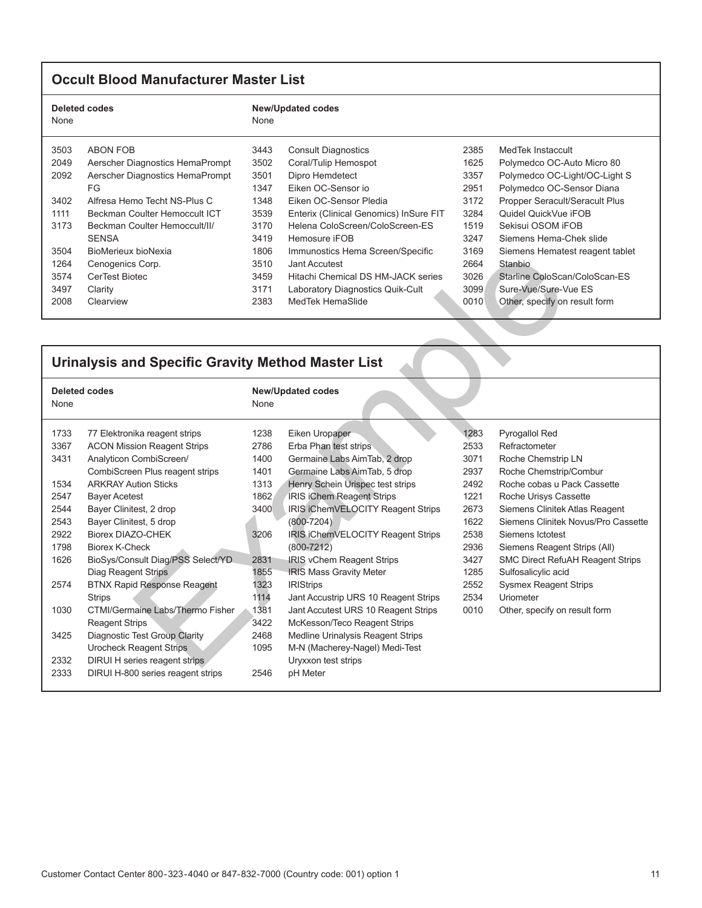## Occult Blood Manufacturer Master List

**Deleted codes**
None

**New/Updated codes**
None

| Code | Manufacturer | Code | Manufacturer | Code | Manufacturer |
|---|---|---|---|---|---|
| 3503 | ABON FOB | 3443 | Consult Diagnostics | 2385 | MedTek Instaccult |
| 2049 | Aerscher Diagnostics HemaPrompt | 3502 | Coral/Tulip Hemospot | 1625 | Polymedco OC-Auto Micro 80 |
| 2092 | Aerscher Diagnostics HemaPrompt FG | 3501 | Dipro Hemdetect | 3357 | Polymedco OC-Light/OC-Light S |
| 3402 | Alfresa Hemo Techt NS-Plus C | 1347 | Eiken OC-Sensor io | 2951 | Polymedco OC-Sensor Diana |
| 1111 | Beckman Coulter Hemoccult ICT | 1348 | Eiken OC-Sensor Pledia | 3172 | Propper Seracult/Seracult Plus |
| 3173 | Beckman Coulter Hemoccult/II/SENSA | 3539 | Enterix (Clinical Genomics) InSure FIT | 3284 | Quidel QuickVue iFOB |
| 3504 | BioMerieux bioNexia | 3170 | Helena ColoScreen/ColoScreen-ES | 1519 | Sekisui OSOM iFOB |
| 1264 | Cenogenics Corp. | 3419 | Hemosure iFOB | 3247 | Siemens Hema-Chek slide |
| 3574 | CerTest Biotec | 1806 | Immunostics Hema Screen/Specific | 3169 | Siemens Hematest reagent tablet |
| 3497 | Clarity | 3510 | Jant Accutest | 2664 | Stanbio |
| 2008 | Clearview | 3459 | Hitachi Chemical DS HM-JACK series | 3026 | Starline ColoScan/ColoScan-ES |
| | | 3171 | Laboratory Diagnostics Quik-Cult | 3099 | Sure-Vue/Sure-Vue ES |
| | | 2383 | MedTek HemaSlide | 0010 | Other, specify on result form |

## Urinalysis and Specific Gravity Method Master List

**Deleted codes**
None

**New/Updated codes**
None

| Code | Method | Code | Method | Code | Method |
|---|---|---|---|---|---|
| 1733 | 77 Elektronika reagent strips | 1238 | Eiken Uropaper | 1283 | Pyrogallol Red |
| 3367 | ACON Mission Reagent Strips | 2786 | Erba Phan test strips | 2533 | Refractometer |
| 3431 | Analyticon CombiScreen/CombiScreen Plus reagent strips | 1400 | Germaine Labs AimTab, 2 drop | 3071 | Roche Chemstrip LN |
| 1534 | ARKRAY Aution Sticks | 1401 | Germaine Labs AimTab, 5 drop | 2937 | Roche Chemstrip/Combur |
| 2547 | Bayer Acetest | 1313 | Henry Schein Urispec test strips | 2492 | Roche cobas u Pack Cassette |
| 2544 | Bayer Clinitest, 2 drop | 1862 | IRIS iChem Reagent Strips | 1221 | Roche Urisys Cassette |
| 2543 | Bayer Clinitest, 5 drop | 3400 | IRIS iChemVELOCITY Reagent Strips (800-7204) | 2673 | Siemens Clinitek Atlas Reagent |
| 2922 | Biorex DIAZO-CHEK | 3206 | IRIS iChemVELOCITY Reagent Strips (800-7212) | 1622 | Siemens Clinitek Novus/Pro Cassette |
| 1798 | Biorex K-Check | 2831 | IRIS vChem Reagent Strips | 2538 | Siemens Ictotest |
| 1626 | BioSys/Consult Diag/PSS Select/YD Diag Reagent Strips | 1855 | IRIS Mass Gravity Meter | 2936 | Siemens Reagent Strips (All) |
| 2574 | BTNX Rapid Response Reagent Strips | 1323 | IRIStrips | 3427 | SMC Direct RefuAH Reagent Strips |
| 1030 | CTMI/Germaine Labs/Thermo Fisher Reagent Strips | 1114 | Jant Accustrip URS 10 Reagent Strips | 1285 | Sulfosalicylic acid |
| 3425 | Diagnostic Test Group Clarity Urocheck Reagent Strips | 1381 | Jant Accutest URS 10 Reagent Strips | 2552 | Sysmex Reagent Strips |
| 2332 | DIRUI H series reagent strips | 3422 | McKesson/Teco Reagent Strips | 2534 | Uriometer |
| 2333 | DIRUI H-800 series reagent strips | 2468 | Medline Urinalysis Reagent Strips | 0010 | Other, specify on result form |
| | | 1095 | M-N (Macherey-Nagel) Medi-Test Uryxxon test strips | | |
| | | 2546 | pH Meter | | |

Customer Contact Center 800-323-4040 or 847-832-7000 (Country code: 001) option 1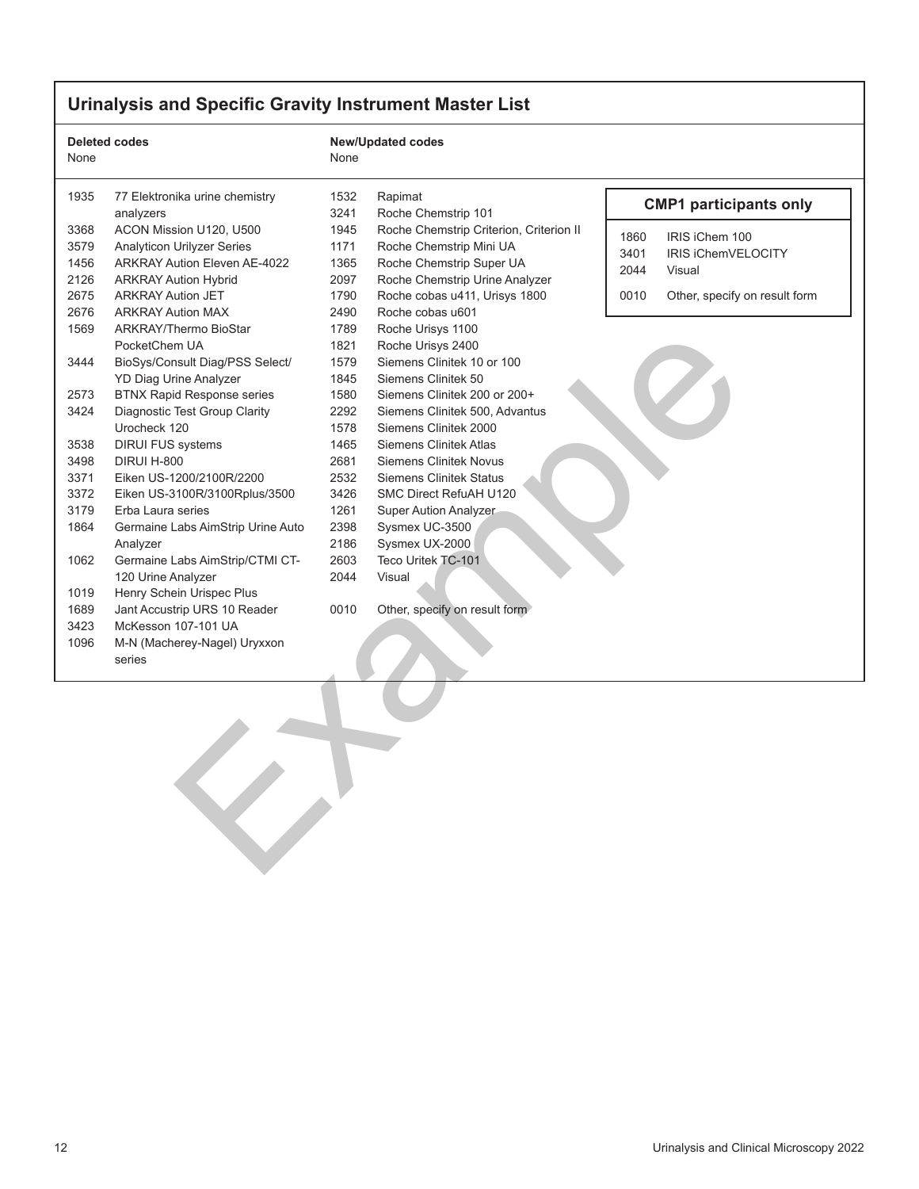## Urinalysis and Specific Gravity Instrument Master List

**Deleted codes**
None

**New/Updated codes**
None

| Code | Instrument |
|---|---|
| 1935 | 77 Elektronika urine chemistry analyzers |
| 3368 | ACON Mission U120, U500 |
| 3579 | Analyticon Urilyzer Series |
| 1456 | ARKRAY Aution Eleven AE-4022 |
| 2126 | ARKRAY Aution Hybrid |
| 2675 | ARKRAY Aution JET |
| 2676 | ARKRAY Aution MAX |
| 1569 | ARKRAY/Thermo BioStar PocketChem UA |
| 3444 | BioSys/Consult Diag/PSS Select/ YD Diag Urine Analyzer |
| 2573 | BTNX Rapid Response series |
| 3424 | Diagnostic Test Group Clarity Urocheck 120 |
| 3538 | DIRUI FUS systems |
| 3498 | DIRUI H-800 |
| 3371 | Eiken US-1200/2100R/2200 |
| 3372 | Eiken US-3100R/3100Rplus/3500 |
| 3179 | Erba Laura series |
| 1864 | Germaine Labs AimStrip Urine Auto Analyzer |
| 1062 | Germaine Labs AimStrip/CTMI CT-120 Urine Analyzer |
| 1019 | Henry Schein Urispec Plus |
| 1689 | Jant Accustrip URS 10 Reader |
| 3423 | McKesson 107-101 UA |
| 1096 | M-N (Macherey-Nagel) Uryxxon series |
| 1532 | Rapimat |
| 3241 | Roche Chemstrip 101 |
| 1945 | Roche Chemstrip Criterion, Criterion II |
| 1171 | Roche Chemstrip Mini UA |
| 1365 | Roche Chemstrip Super UA |
| 2097 | Roche Chemstrip Urine Analyzer |
| 1790 | Roche cobas u411, Urisys 1800 |
| 2490 | Roche cobas u601 |
| 1789 | Roche Urisys 1100 |
| 1821 | Roche Urisys 2400 |
| 1579 | Siemens Clinitek 10 or 100 |
| 1845 | Siemens Clinitek 50 |
| 1580 | Siemens Clinitek 200 or 200+ |
| 2292 | Siemens Clinitek 500, Advantus |
| 1578 | Siemens Clinitek 2000 |
| 1465 | Siemens Clinitek Atlas |
| 2681 | Siemens Clinitek Novus |
| 2532 | Siemens Clinitek Status |
| 3426 | SMC Direct RefuAH U120 |
| 1261 | Super Aution Analyzer |
| 2398 | Sysmex UC-3500 |
| 2186 | Sysmex UX-2000 |
| 2603 | Teco Uritek TC-101 |
| 2044 | Visual |
| 0010 | Other, specify on result form |

### CMP1 participants only

| Code | Instrument |
|---|---|
| 1860 | IRIS iChem 100 |
| 3401 | IRIS iChemVELOCITY |
| 2044 | Visual |
| 0010 | Other, specify on result form |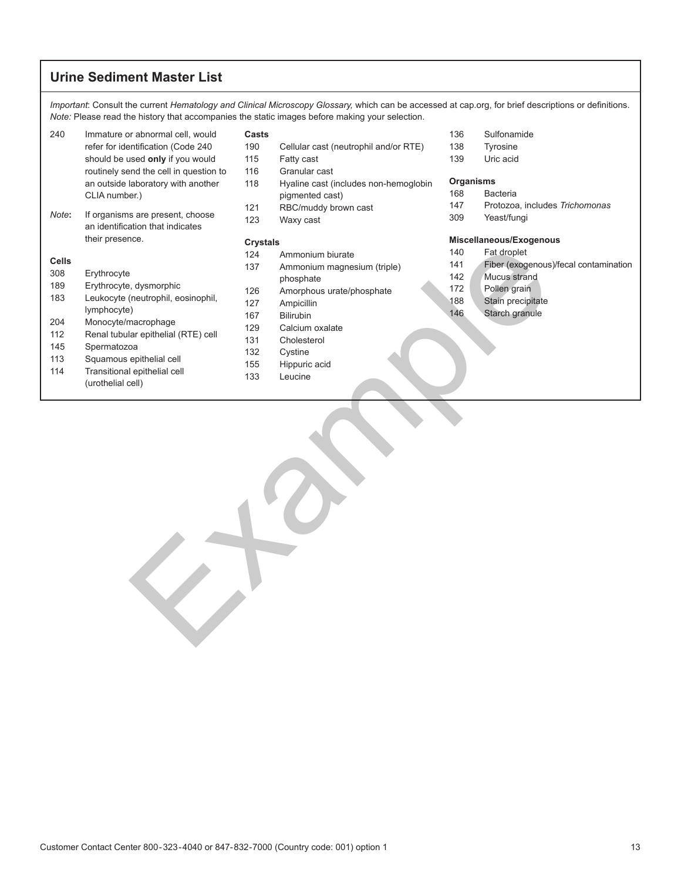## Urine Sediment Master List

*Important*: Consult the current *Hematology and Clinical Microscopy Glossary,* which can be accessed at cap.org, for brief descriptions or definitions.
*Note:* Please read the history that accompanies the static images before making your selection.

240 Immature or abnormal cell, would refer for identification (Code 240 should be used **only** if you would routinely send the cell in question to an outside laboratory with another CLIA number.)

*Note***:** If organisms are present, choose an identification that indicates their presence.

**Cells**

| Code | Description |
|---|---|
| 308 | Erythrocyte |
| 189 | Erythrocyte, dysmorphic |
| 183 | Leukocyte (neutrophil, eosinophil, lymphocyte) |
| 204 | Monocyte/macrophage |
| 112 | Renal tubular epithelial (RTE) cell |
| 145 | Spermatozoa |
| 113 | Squamous epithelial cell |
| 114 | Transitional epithelial cell (urothelial cell) |

**Casts**

| Code | Description |
|---|---|
| 190 | Cellular cast (neutrophil and/or RTE) |
| 115 | Fatty cast |
| 116 | Granular cast |
| 118 | Hyaline cast (includes non-hemoglobin pigmented cast) |
| 121 | RBC/muddy brown cast |
| 123 | Waxy cast |

**Crystals**

| Code | Description |
|---|---|
| 124 | Ammonium biurate |
| 137 | Ammonium magnesium (triple) phosphate |
| 126 | Amorphous urate/phosphate |
| 127 | Ampicillin |
| 167 | Bilirubin |
| 129 | Calcium oxalate |
| 131 | Cholesterol |
| 132 | Cystine |
| 155 | Hippuric acid |
| 133 | Leucine |
| 136 | Sulfonamide |
| 138 | Tyrosine |
| 139 | Uric acid |

**Organisms**

| Code | Description |
|---|---|
| 168 | Bacteria |
| 147 | Protozoa, includes *Trichomonas* |
| 309 | Yeast/fungi |

**Miscellaneous/Exogenous**

| Code | Description |
|---|---|
| 140 | Fat droplet |
| 141 | Fiber (exogenous)/fecal contamination |
| 142 | Mucus strand |
| 172 | Pollen grain |
| 188 | Stain precipitate |
| 146 | Starch granule |

Customer Contact Center 800-323-4040 or 847-832-7000 (Country code: 001) option 1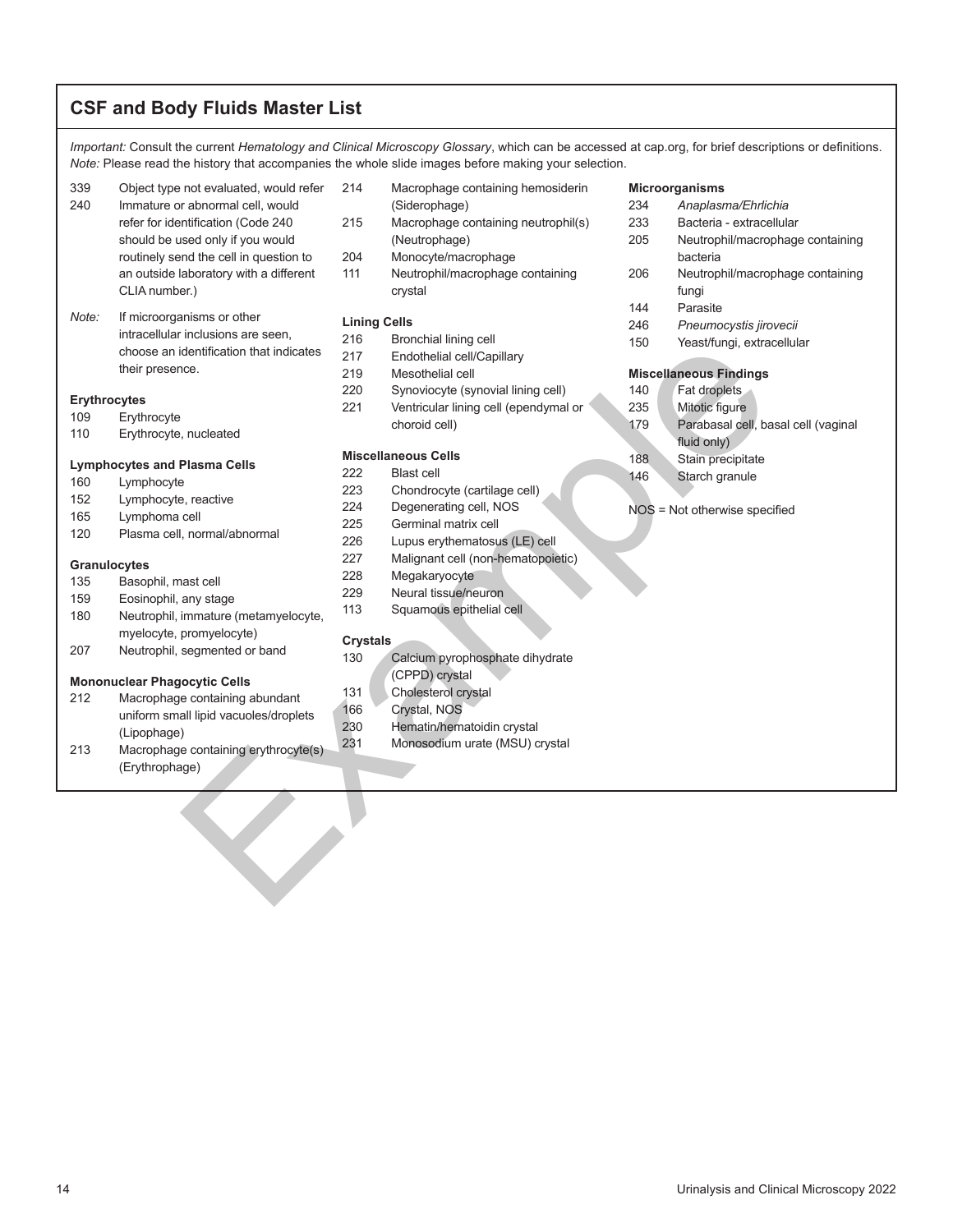## CSF and Body Fluids Master List

*Important:* Consult the current *Hematology and Clinical Microscopy Glossary*, which can be accessed at cap.org, for brief descriptions or definitions.
*Note:* Please read the history that accompanies the whole slide images before making your selection.

339 Object type not evaluated, would refer
240 Immature or abnormal cell, would refer for identification (Code 240 should be used only if you would routinely send the cell in question to an outside laboratory with a different CLIA number.)

*Note:* If microorganisms or other intracellular inclusions are seen, choose an identification that indicates their presence.

**Erythrocytes**
109 Erythrocyte
110 Erythrocyte, nucleated

**Lymphocytes and Plasma Cells**
160 Lymphocyte
152 Lymphocyte, reactive
165 Lymphoma cell
120 Plasma cell, normal/abnormal

**Granulocytes**
135 Basophil, mast cell
159 Eosinophil, any stage
180 Neutrophil, immature (metamyelocyte, myelocyte, promyelocyte)
207 Neutrophil, segmented or band

**Mononuclear Phagocytic Cells**
212 Macrophage containing abundant uniform small lipid vacuoles/droplets (Lipophage)
213 Macrophage containing erythrocyte(s) (Erythrophage)
214 Macrophage containing hemosiderin (Siderophage)
215 Macrophage containing neutrophil(s) (Neutrophage)
204 Monocyte/macrophage
111 Neutrophil/macrophage containing crystal

**Lining Cells**
216 Bronchial lining cell
217 Endothelial cell/Capillary
219 Mesothelial cell
220 Synoviocyte (synovial lining cell)
221 Ventricular lining cell (ependymal or choroid cell)

**Miscellaneous Cells**
222 Blast cell
223 Chondrocyte (cartilage cell)
224 Degenerating cell, NOS
225 Germinal matrix cell
226 Lupus erythematosus (LE) cell
227 Malignant cell (non-hematopoietic)
228 Megakaryocyte
229 Neural tissue/neuron
113 Squamous epithelial cell

**Crystals**
130 Calcium pyrophosphate dihydrate (CPPD) crystal
131 Cholesterol crystal
166 Crystal, NOS
230 Hematin/hematoidin crystal
231 Monosodium urate (MSU) crystal

**Microorganisms**
234 *Anaplasma/Ehrlichia*
233 Bacteria - extracellular
205 Neutrophil/macrophage containing bacteria
206 Neutrophil/macrophage containing fungi
144 Parasite
246 *Pneumocystis jirovecii*
150 Yeast/fungi, extracellular

**Miscellaneous Findings**
140 Fat droplets
235 Mitotic figure
179 Parabasal cell, basal cell (vaginal fluid only)
188 Stain precipitate
146 Starch granule

NOS = Not otherwise specified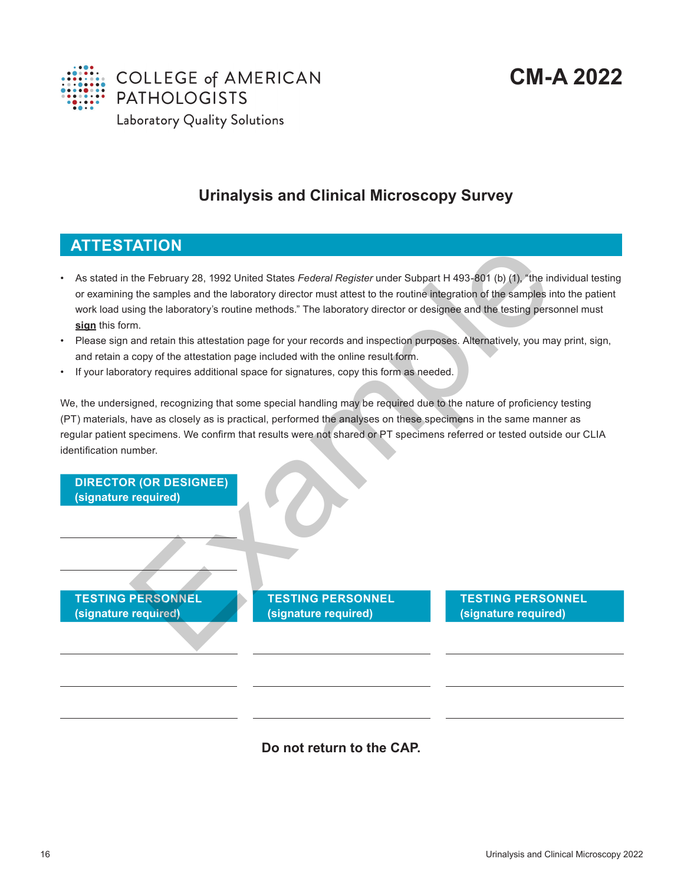COLLEGE of AMERICAN PATHOLOGISTS
Laboratory Quality Solutions

# CM-A 2022

## Urinalysis and Clinical Microscopy Survey

## ATTESTATION

- As stated in the February 28, 1992 United States *Federal Register* under Subpart H 493-801 (b) (1), "the individual testing or examining the samples and the laboratory director must attest to the routine integration of the samples into the patient work load using the laboratory's routine methods." The laboratory director or designee and the testing personnel must **sign** this form.
- Please sign and retain this attestation page for your records and inspection purposes. Alternatively, you may print, sign, and retain a copy of the attestation page included with the online result form.
- If your laboratory requires additional space for signatures, copy this form as needed.

We, the undersigned, recognizing that some special handling may be required due to the nature of proficiency testing (PT) materials, have as closely as is practical, performed the analyses on these specimens in the same manner as regular patient specimens. We confirm that results were not shared or PT specimens referred or tested outside our CLIA identification number.

**DIRECTOR (OR DESIGNEE)**
**(signature required)**

______________________

______________________

| TESTING PERSONNEL (signature required) | TESTING PERSONNEL (signature required) | TESTING PERSONNEL (signature required) |
| --- | --- | --- |
| | | |
| | | |
| | | |

**Do not return to the CAP.**

Example